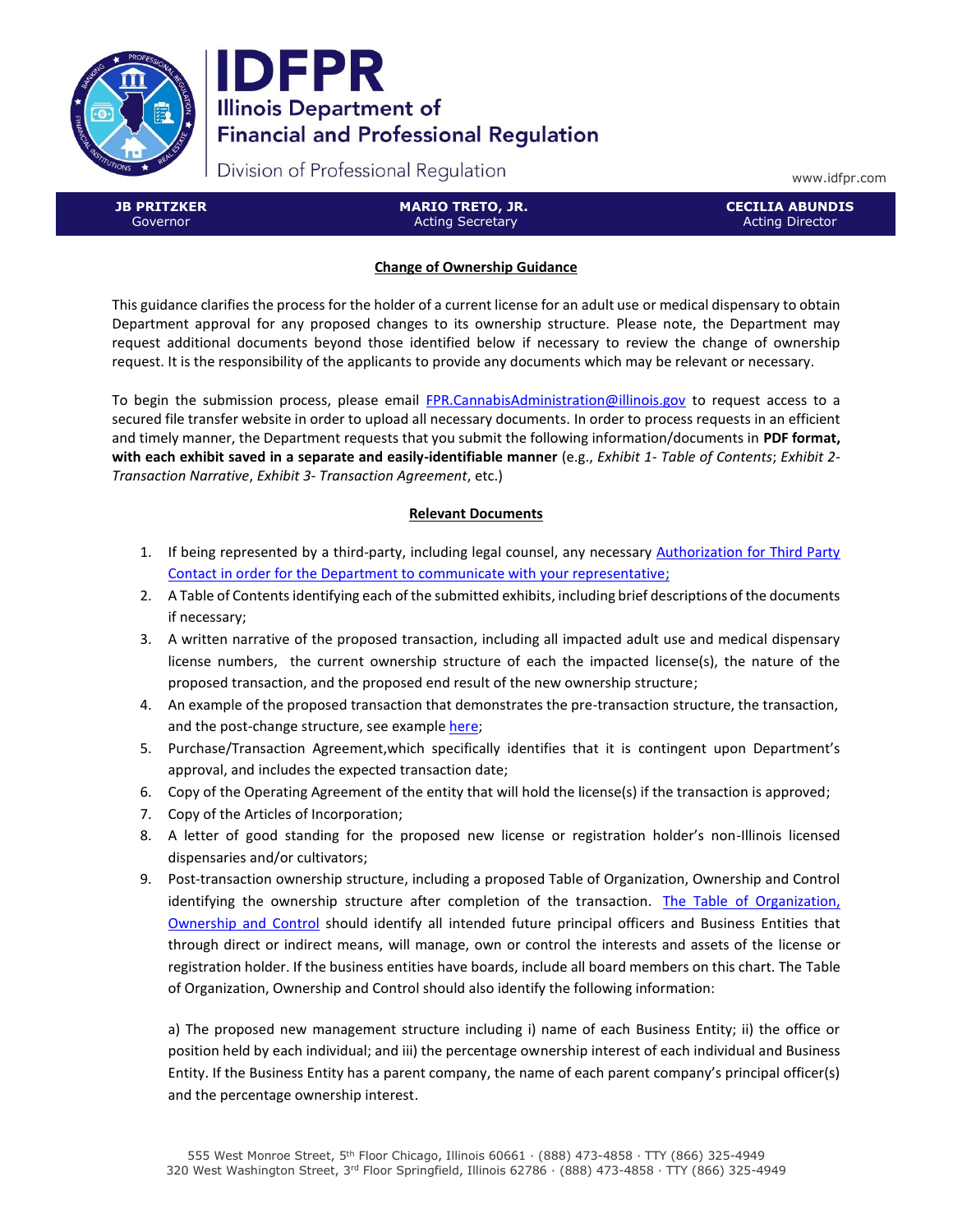# IDFPR

**Illinois Department of Financial and Professional Regulation**

Division of Professional Regulation

www.idfpr.com

| JB PRITZKER | MARIO TRETO, JR. | CECILIA ABUNDIS |
|---|---|---|
| Governor | Acting Secretary | Acting Director |

## Change of Ownership Guidance

This guidance clarifies the process for the holder of a current license for an adult use or medical dispensary to obtain Department approval for any proposed changes to its ownership structure. Please note, the Department may request additional documents beyond those identified below if necessary to review the change of ownership request. It is the responsibility of the applicants to provide any documents which may be relevant or necessary.

To begin the submission process, please email FPR.CannabisAdministration@illinois.gov to request access to a secured file transfer website in order to upload all necessary documents. In order to process requests in an efficient and timely manner, the Department requests that you submit the following information/documents in **PDF format, with each exhibit saved in a separate and easily-identifiable manner** (e.g., *Exhibit 1- Table of Contents*; *Exhibit 2- Transaction Narrative*, *Exhibit 3- Transaction Agreement*, etc.)

## Relevant Documents

1. If being represented by a third-party, including legal counsel, any necessary Authorization for Third Party Contact in order for the Department to communicate with your representative;
2. A Table of Contents identifying each of the submitted exhibits, including brief descriptions of the documents if necessary;
3. A written narrative of the proposed transaction, including all impacted adult use and medical dispensary license numbers, the current ownership structure of each the impacted license(s), the nature of the proposed transaction, and the proposed end result of the new ownership structure;
4. An example of the proposed transaction that demonstrates the pre-transaction structure, the transaction, and the post-change structure, see example here;
5. Purchase/Transaction Agreement,which specifically identifies that it is contingent upon Department's approval, and includes the expected transaction date;
6. Copy of the Operating Agreement of the entity that will hold the license(s) if the transaction is approved;
7. Copy of the Articles of Incorporation;
8. A letter of good standing for the proposed new license or registration holder's non-Illinois licensed dispensaries and/or cultivators;
9. Post-transaction ownership structure, including a proposed Table of Organization, Ownership and Control identifying the ownership structure after completion of the transaction. The Table of Organization, Ownership and Control should identify all intended future principal officers and Business Entities that through direct or indirect means, will manage, own or control the interests and assets of the license or registration holder. If the business entities have boards, include all board members on this chart. The Table of Organization, Ownership and Control should also identify the following information:

   a) The proposed new management structure including i) name of each Business Entity; ii) the office or position held by each individual; and iii) the percentage ownership interest of each individual and Business Entity. If the Business Entity has a parent company, the name of each parent company's principal officer(s) and the percentage ownership interest.

555 West Monroe Street, 5th Floor Chicago, Illinois 60661 · (888) 473-4858 · TTY (866) 325-4949
320 West Washington Street, 3rd Floor Springfield, Illinois 62786 · (888) 473-4858 · TTY (866) 325-4949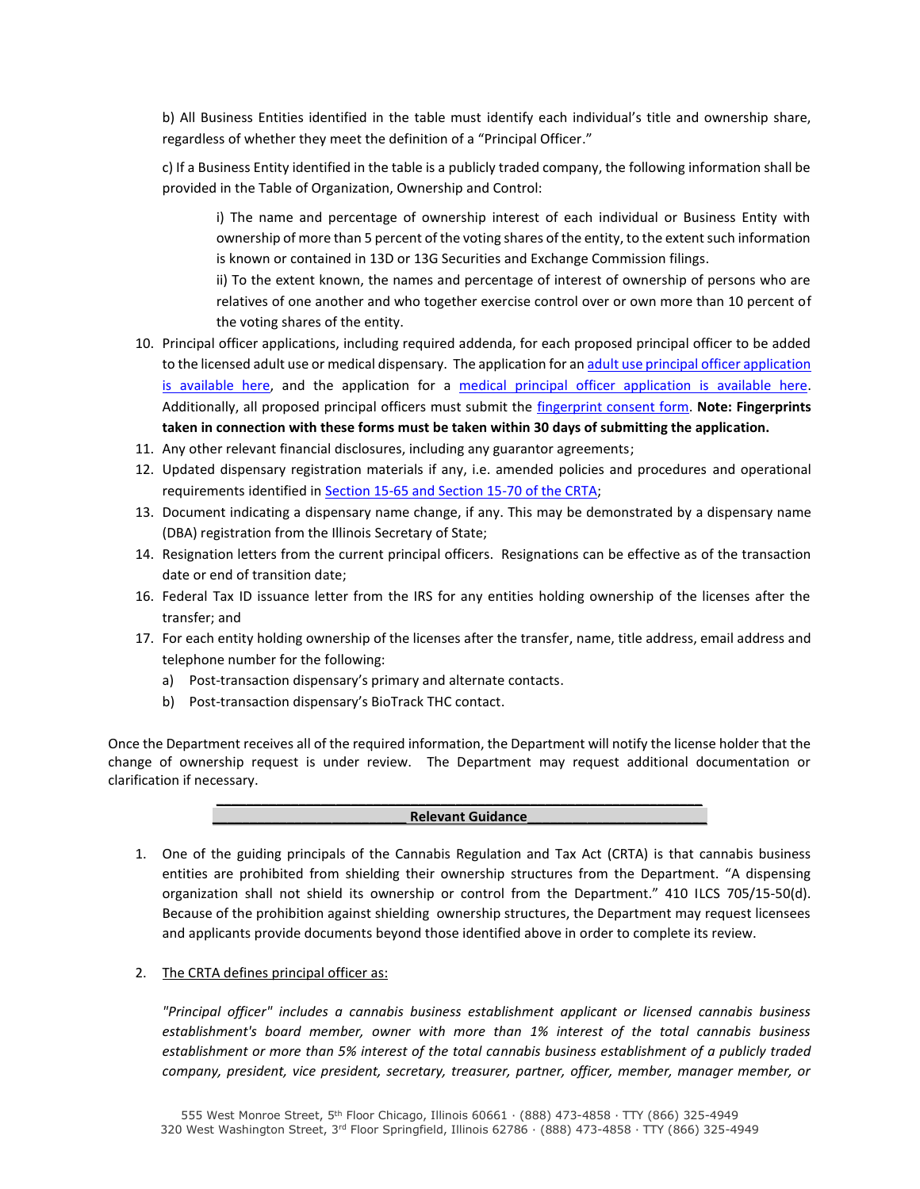b) All Business Entities identified in the table must identify each individual's title and ownership share, regardless of whether they meet the definition of a "Principal Officer."

c) If a Business Entity identified in the table is a publicly traded company, the following information shall be provided in the Table of Organization, Ownership and Control:

i) The name and percentage of ownership interest of each individual or Business Entity with ownership of more than 5 percent of the voting shares of the entity, to the extent such information is known or contained in 13D or 13G Securities and Exchange Commission filings.

ii) To the extent known, the names and percentage of interest of ownership of persons who are relatives of one another and who together exercise control over or own more than 10 percent of the voting shares of the entity.

10. Principal officer applications, including required addenda, for each proposed principal officer to be added to the licensed adult use or medical dispensary. The application for an adult use principal officer application is available here, and the application for a medical principal officer application is available here. Additionally, all proposed principal officers must submit the fingerprint consent form. **Note: Fingerprints taken in connection with these forms must be taken within 30 days of submitting the application.**
11. Any other relevant financial disclosures, including any guarantor agreements;
12. Updated dispensary registration materials if any, i.e. amended policies and procedures and operational requirements identified in Section 15-65 and Section 15-70 of the CRTA;
13. Document indicating a dispensary name change, if any. This may be demonstrated by a dispensary name (DBA) registration from the Illinois Secretary of State;
14. Resignation letters from the current principal officers. Resignations can be effective as of the transaction date or end of transition date;
16. Federal Tax ID issuance letter from the IRS for any entities holding ownership of the licenses after the transfer; and
17. For each entity holding ownership of the licenses after the transfer, name, title address, email address and telephone number for the following:
    a) Post-transaction dispensary's primary and alternate contacts.
    b) Post-transaction dispensary's BioTrack THC contact.

Once the Department receives all of the required information, the Department will notify the license holder that the change of ownership request is under review. The Department may request additional documentation or clarification if necessary.

## Relevant Guidance

1. One of the guiding principals of the Cannabis Regulation and Tax Act (CRTA) is that cannabis business entities are prohibited from shielding their ownership structures from the Department. "A dispensing organization shall not shield its ownership or control from the Department." 410 ILCS 705/15-50(d). Because of the prohibition against shielding ownership structures, the Department may request licensees and applicants provide documents beyond those identified above in order to complete its review.

2. The CRTA defines principal officer as:

*"Principal officer" includes a cannabis business establishment applicant or licensed cannabis business establishment's board member, owner with more than 1% interest of the total cannabis business establishment or more than 5% interest of the total cannabis business establishment of a publicly traded company, president, vice president, secretary, treasurer, partner, officer, member, manager member, or*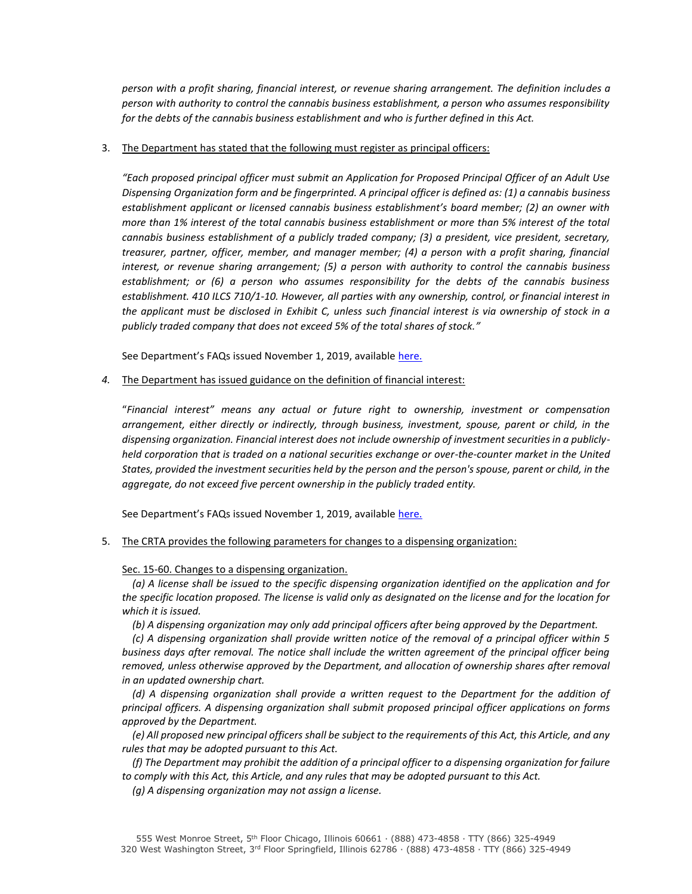*person with a profit sharing, financial interest, or revenue sharing arrangement. The definition includes a person with authority to control the cannabis business establishment, a person who assumes responsibility for the debts of the cannabis business establishment and who is further defined in this Act.*

3. <u>The Department has stated that the following must register as principal officers:</u>

   *"Each proposed principal officer must submit an Application for Proposed Principal Officer of an Adult Use Dispensing Organization form and be fingerprinted. A principal officer is defined as: (1) a cannabis business establishment applicant or licensed cannabis business establishment's board member; (2) an owner with more than 1% interest of the total cannabis business establishment or more than 5% interest of the total cannabis business establishment of a publicly traded company; (3) a president, vice president, secretary, treasurer, partner, officer, member, and manager member; (4) a person with a profit sharing, financial interest, or revenue sharing arrangement; (5) a person with authority to control the cannabis business establishment; or (6) a person who assumes responsibility for the debts of the cannabis business establishment. 410 ILCS 710/1-10. However, all parties with any ownership, control, or financial interest in the applicant must be disclosed in Exhibit C, unless such financial interest is via ownership of stock in a publicly traded company that does not exceed 5% of the total shares of stock."*

   See Department's FAQs issued November 1, 2019, available here.

4. <u>The Department has issued guidance on the definition of financial interest:</u>

   "*Financial interest" means any actual or future right to ownership, investment or compensation arrangement, either directly or indirectly, through business, investment, spouse, parent or child, in the dispensing organization. Financial interest does not include ownership of investment securities in a publicly-held corporation that is traded on a national securities exchange or over-the-counter market in the United States, provided the investment securities held by the person and the person's spouse, parent or child, in the aggregate, do not exceed five percent ownership in the publicly traded entity.*

   See Department's FAQs issued November 1, 2019, available here.

5. <u>The CRTA provides the following parameters for changes to a dispensing organization:</u>

   <u>Sec. 15-60. Changes to a dispensing organization.</u>

   *(a) A license shall be issued to the specific dispensing organization identified on the application and for the specific location proposed. The license is valid only as designated on the license and for the location for which it is issued.*

   *(b) A dispensing organization may only add principal officers after being approved by the Department.*

   *(c) A dispensing organization shall provide written notice of the removal of a principal officer within 5 business days after removal. The notice shall include the written agreement of the principal officer being removed, unless otherwise approved by the Department, and allocation of ownership shares after removal in an updated ownership chart.*

   *(d) A dispensing organization shall provide a written request to the Department for the addition of principal officers. A dispensing organization shall submit proposed principal officer applications on forms approved by the Department.*

   *(e) All proposed new principal officers shall be subject to the requirements of this Act, this Article, and any rules that may be adopted pursuant to this Act.*

   *(f) The Department may prohibit the addition of a principal officer to a dispensing organization for failure to comply with this Act, this Article, and any rules that may be adopted pursuant to this Act.*

   *(g) A dispensing organization may not assign a license.*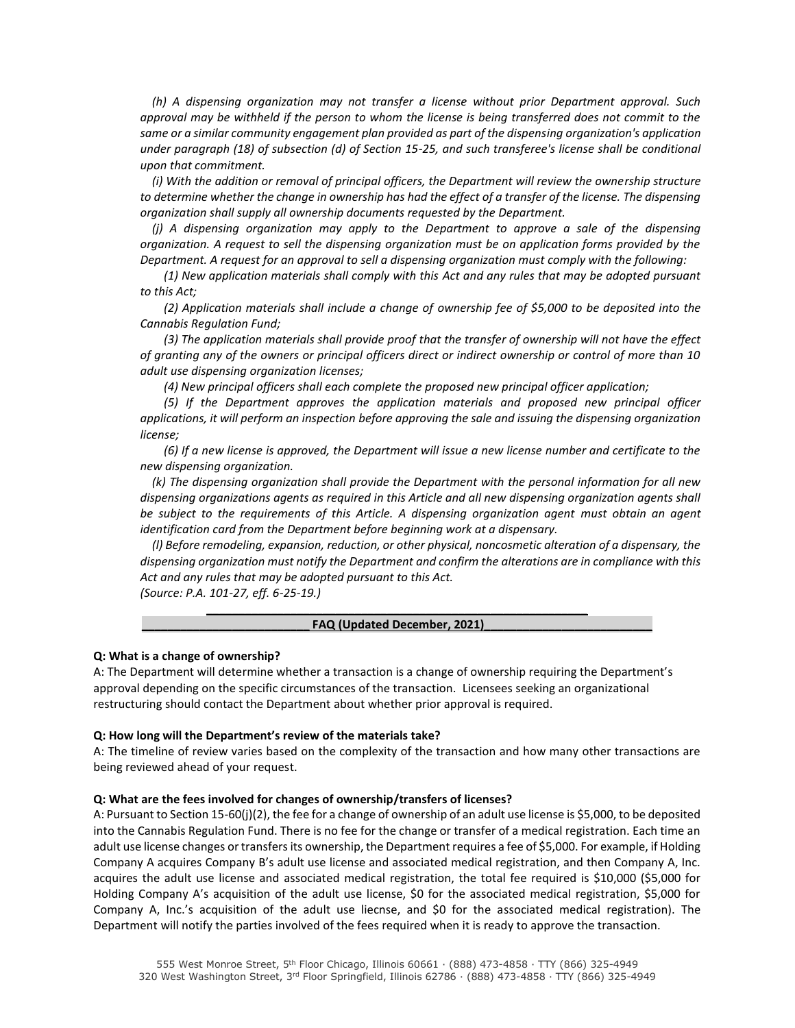*(h) A dispensing organization may not transfer a license without prior Department approval. Such approval may be withheld if the person to whom the license is being transferred does not commit to the same or a similar community engagement plan provided as part of the dispensing organization's application under paragraph (18) of subsection (d) of Section 15-25, and such transferee's license shall be conditional upon that commitment.*

*(i) With the addition or removal of principal officers, the Department will review the ownership structure to determine whether the change in ownership has had the effect of a transfer of the license. The dispensing organization shall supply all ownership documents requested by the Department.*

*(j) A dispensing organization may apply to the Department to approve a sale of the dispensing organization. A request to sell the dispensing organization must be on application forms provided by the Department. A request for an approval to sell a dispensing organization must comply with the following:*

*(1) New application materials shall comply with this Act and any rules that may be adopted pursuant to this Act;*

*(2) Application materials shall include a change of ownership fee of $5,000 to be deposited into the Cannabis Regulation Fund;*

*(3) The application materials shall provide proof that the transfer of ownership will not have the effect of granting any of the owners or principal officers direct or indirect ownership or control of more than 10 adult use dispensing organization licenses;*

*(4) New principal officers shall each complete the proposed new principal officer application;*

*(5) If the Department approves the application materials and proposed new principal officer applications, it will perform an inspection before approving the sale and issuing the dispensing organization license;*

*(6) If a new license is approved, the Department will issue a new license number and certificate to the new dispensing organization.*

*(k) The dispensing organization shall provide the Department with the personal information for all new dispensing organizations agents as required in this Article and all new dispensing organization agents shall be subject to the requirements of this Article. A dispensing organization agent must obtain an agent identification card from the Department before beginning work at a dispensary.*

*(l) Before remodeling, expansion, reduction, or other physical, noncosmetic alteration of a dispensary, the dispensing organization must notify the Department and confirm the alterations are in compliance with this Act and any rules that may be adopted pursuant to this Act.*

*(Source: P.A. 101-27, eff. 6-25-19.)*

---

## FAQ (Updated December, 2021)

**Q: What is a change of ownership?**

A: The Department will determine whether a transaction is a change of ownership requiring the Department's approval depending on the specific circumstances of the transaction. Licensees seeking an organizational restructuring should contact the Department about whether prior approval is required.

**Q: How long will the Department's review of the materials take?**

A: The timeline of review varies based on the complexity of the transaction and how many other transactions are being reviewed ahead of your request.

**Q: What are the fees involved for changes of ownership/transfers of licenses?**

A: Pursuant to Section 15-60(j)(2), the fee for a change of ownership of an adult use license is $5,000, to be deposited into the Cannabis Regulation Fund. There is no fee for the change or transfer of a medical registration. Each time an adult use license changes or transfers its ownership, the Department requires a fee of $5,000. For example, if Holding Company A acquires Company B's adult use license and associated medical registration, and then Company A, Inc. acquires the adult use license and associated medical registration, the total fee required is $10,000 ($5,000 for Holding Company A's acquisition of the adult use license, $0 for the associated medical registration, $5,000 for Company A, Inc.'s acquisition of the adult use liecnse, and $0 for the associated medical registration). The Department will notify the parties involved of the fees required when it is ready to approve the transaction.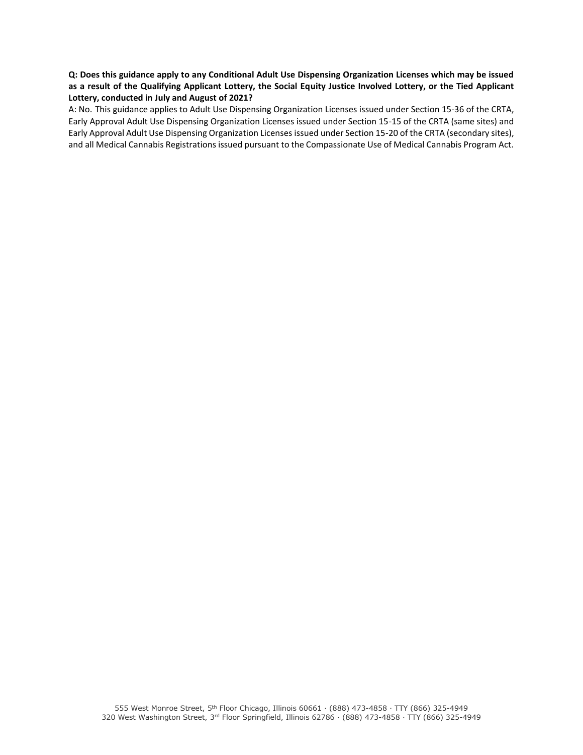**Q: Does this guidance apply to any Conditional Adult Use Dispensing Organization Licenses which may be issued as a result of the Qualifying Applicant Lottery, the Social Equity Justice Involved Lottery, or the Tied Applicant Lottery, conducted in July and August of 2021?**

A: No. This guidance applies to Adult Use Dispensing Organization Licenses issued under Section 15-36 of the CRTA, Early Approval Adult Use Dispensing Organization Licenses issued under Section 15-15 of the CRTA (same sites) and Early Approval Adult Use Dispensing Organization Licenses issued under Section 15-20 of the CRTA (secondary sites), and all Medical Cannabis Registrations issued pursuant to the Compassionate Use of Medical Cannabis Program Act.